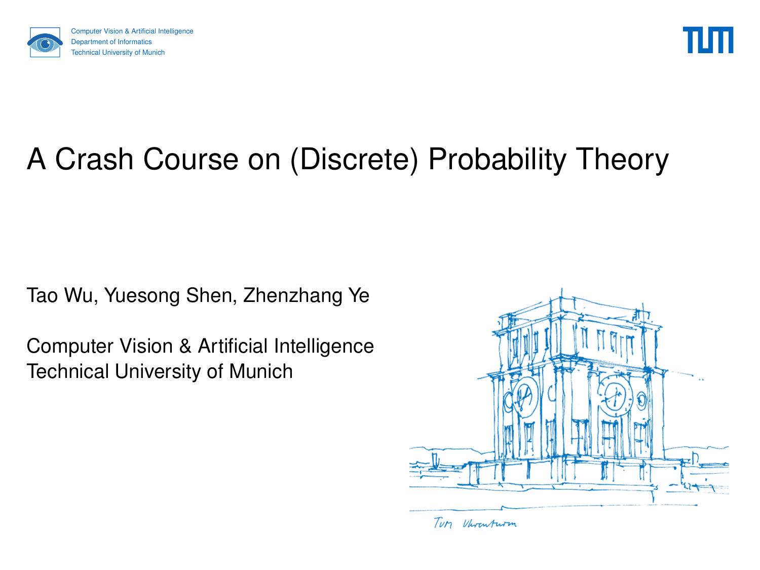Computer Vision & Artificial Intelligence
Department of Informatics
Technical University of Munich

# A Crash Course on (Discrete) Probability Theory

Tao Wu, Yuesong Shen, Zhenzhang Ye

Computer Vision & Artificial Intelligence
Technical University of Munich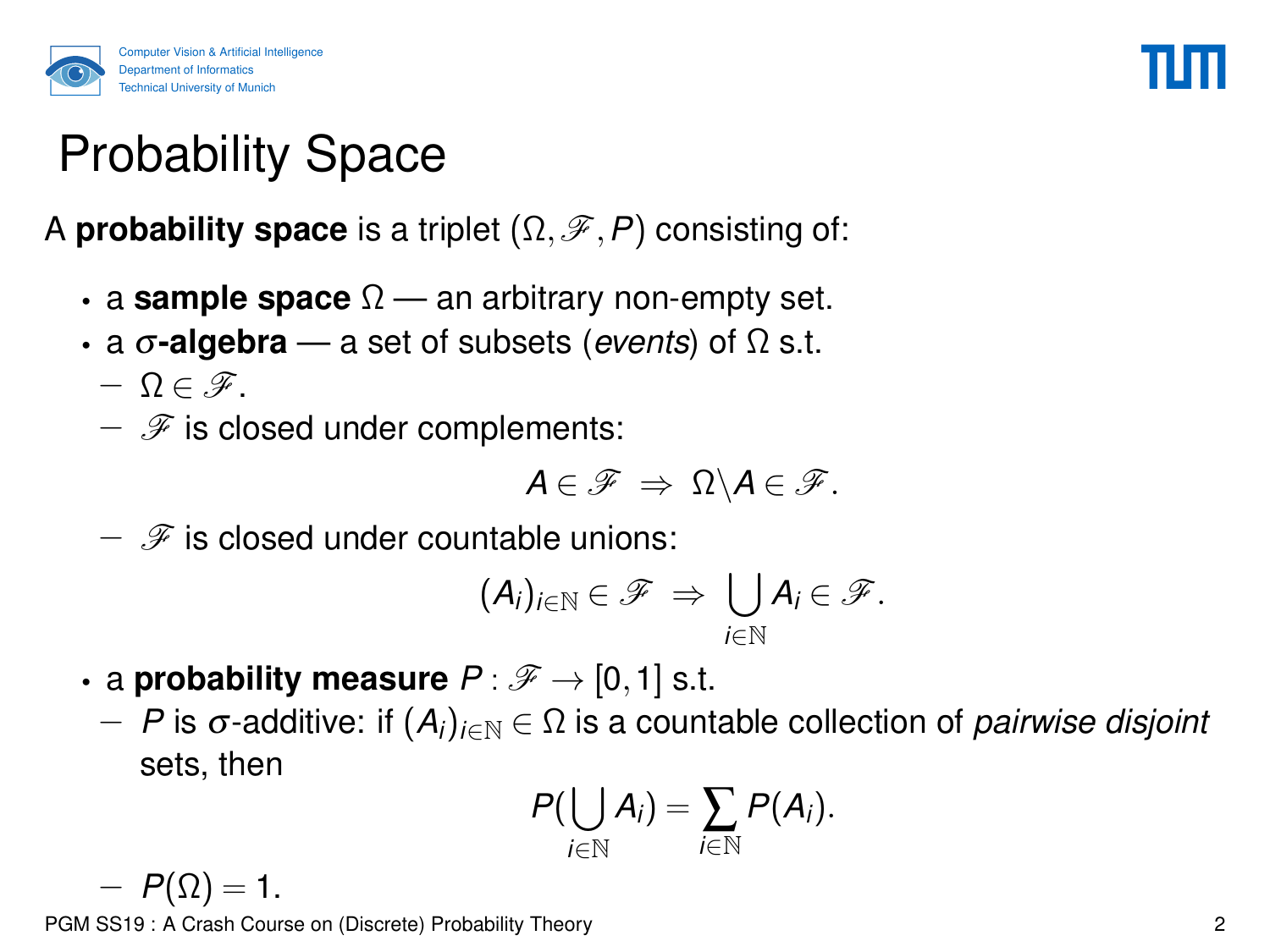# Probability Space

A **probability space** is a triplet $(\Omega, \mathscr{F}, P)$ consisting of:

- a **sample space** $\Omega$ — an arbitrary non-empty set.
- a **$\sigma$-algebra** — a set of subsets (*events*) of $\Omega$ s.t.
  - $\Omega \in \mathscr{F}$.
  - $\mathscr{F}$ is closed under complements:
    $$A \in \mathscr{F} \Rightarrow \Omega \backslash A \in \mathscr{F}.$$
  - $\mathscr{F}$ is closed under countable unions:
    $$(A_i)_{i \in \mathbb{N}} \in \mathscr{F} \Rightarrow \bigcup_{i \in \mathbb{N}} A_i \in \mathscr{F}.$$
- a **probability measure** $P : \mathscr{F} \to [0, 1]$ s.t.
  - $P$ is $\sigma$-additive: if $(A_i)_{i \in \mathbb{N}} \in \Omega$ is a countable collection of *pairwise disjoint* sets, then
    $$P(\bigcup_{i \in \mathbb{N}} A_i) = \sum_{i \in \mathbb{N}} P(A_i).$$
  - $P(\Omega) = 1$.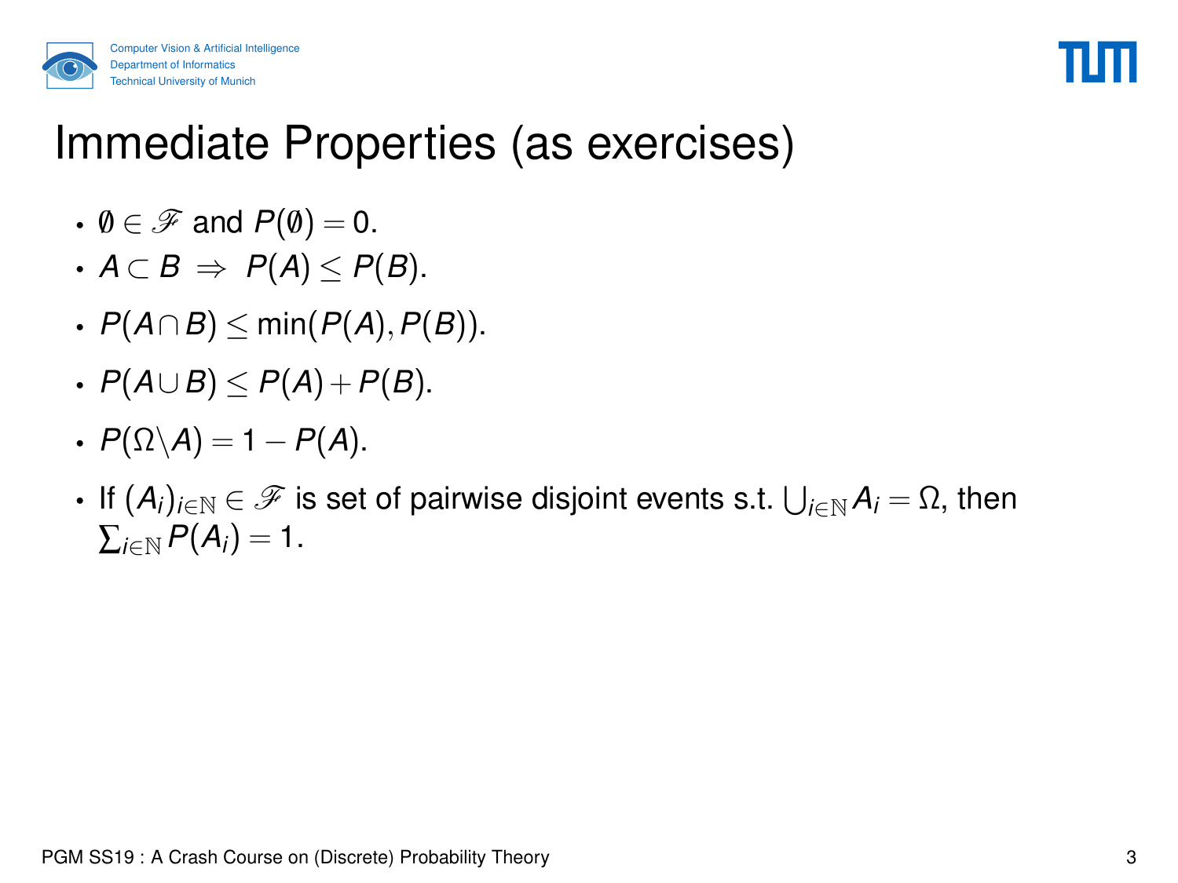# Immediate Properties (as exercises)

- $\emptyset \in \mathscr{F}$ and $P(\emptyset) = 0$.
- $A \subset B \;\Rightarrow\; P(A) \leq P(B)$.
- $P(A \cap B) \leq \min(P(A), P(B))$.
- $P(A \cup B) \leq P(A) + P(B)$.
- $P(\Omega \backslash A) = 1 - P(A)$.
- If $(A_i)_{i \in \mathbb{N}} \in \mathscr{F}$ is set of pairwise disjoint events s.t. $\bigcup_{i \in \mathbb{N}} A_i = \Omega$, then $\sum_{i \in \mathbb{N}} P(A_i) = 1$.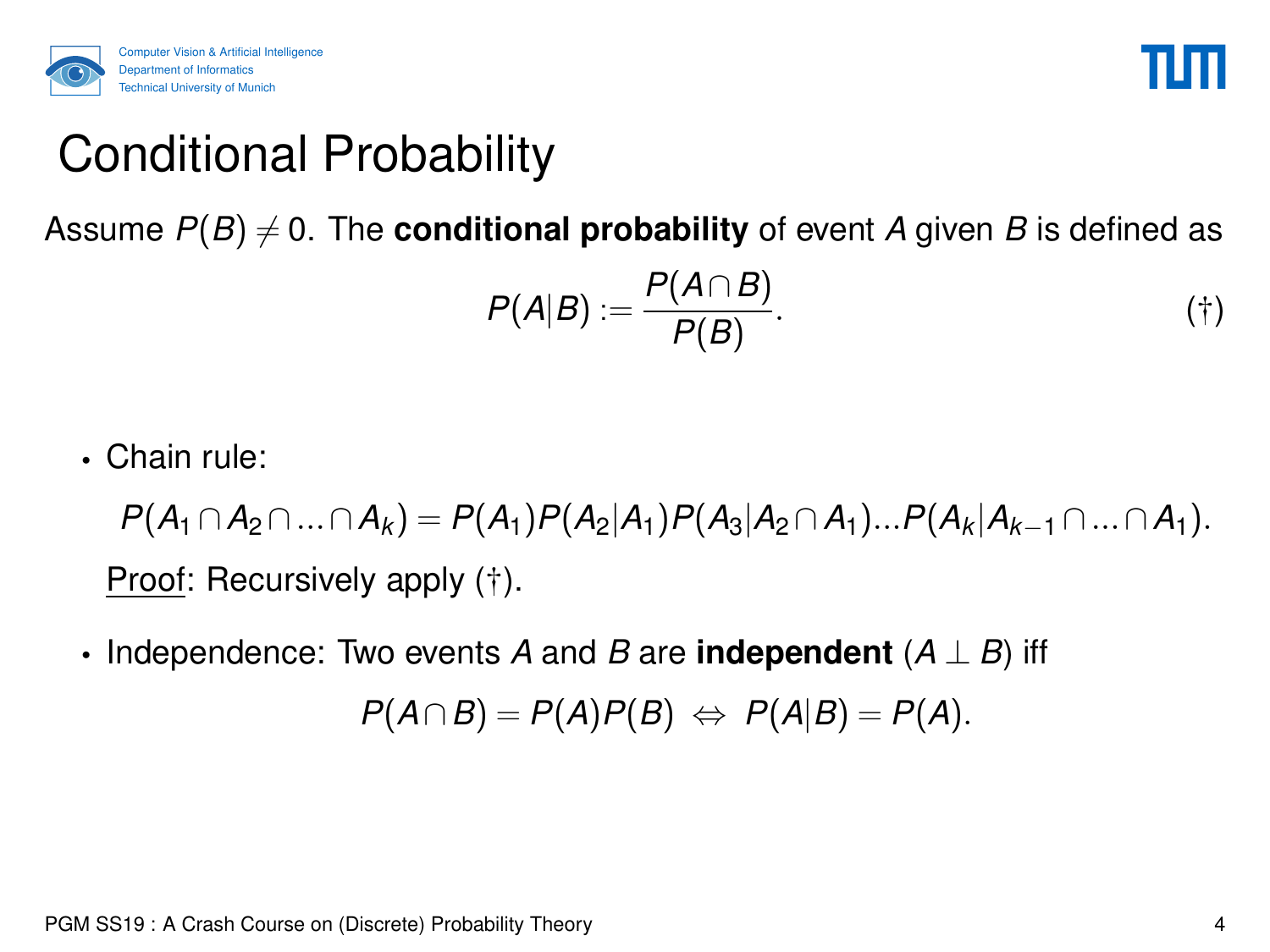# Conditional Probability

Assume $P(B) \neq 0$. The **conditional probability** of event $A$ given $B$ is defined as

$$P(A|B) := \frac{P(A \cap B)}{P(B)}. \tag{†}$$

- Chain rule:

  $$P(A_1 \cap A_2 \cap \ldots \cap A_k) = P(A_1)P(A_2|A_1)P(A_3|A_2 \cap A_1)\ldots P(A_k|A_{k-1} \cap \ldots \cap A_1).$$

  Proof: Recursively apply (†).

- Independence: Two events $A$ and $B$ are **independent** ($A \perp B$) iff

  $$P(A \cap B) = P(A)P(B) \;\Leftrightarrow\; P(A|B) = P(A).$$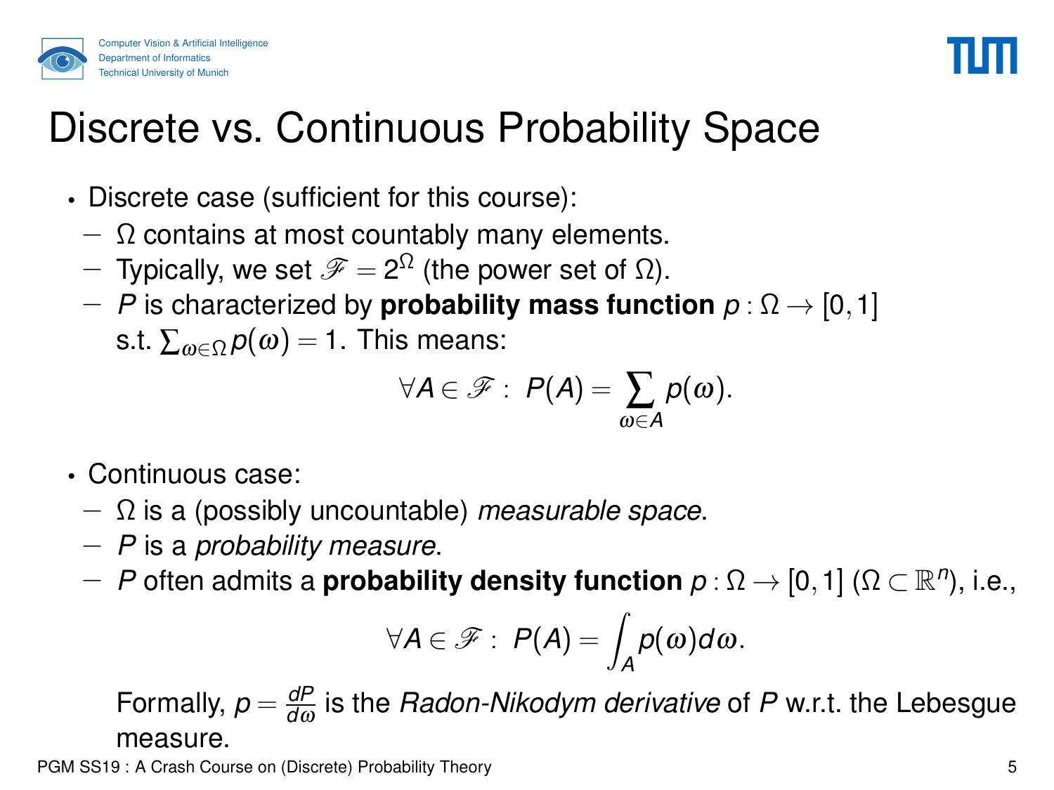# Discrete vs. Continuous Probability Space

- Discrete case (sufficient for this course):
  - $\Omega$ contains at most countably many elements.
  - Typically, we set $\mathscr{F} = 2^{\Omega}$ (the power set of $\Omega$).
  - $P$ is characterized by **probability mass function** $p : \Omega \to [0,1]$ s.t. $\sum_{\omega \in \Omega} p(\omega) = 1$. This means:

$$\forall A \in \mathscr{F} : \; P(A) = \sum_{\omega \in A} p(\omega).$$

- Continuous case:
  - $\Omega$ is a (possibly uncountable) *measurable space*.
  - $P$ is a *probability measure*.
  - $P$ often admits a **probability density function** $p : \Omega \to [0,1]$ ($\Omega \subset \mathbb{R}^n$), i.e.,

$$\forall A \in \mathscr{F} : \; P(A) = \int_A p(\omega) d\omega.$$

  Formally, $p = \frac{dP}{d\omega}$ is the *Radon-Nikodym derivative* of $P$ w.r.t. the Lebesgue measure.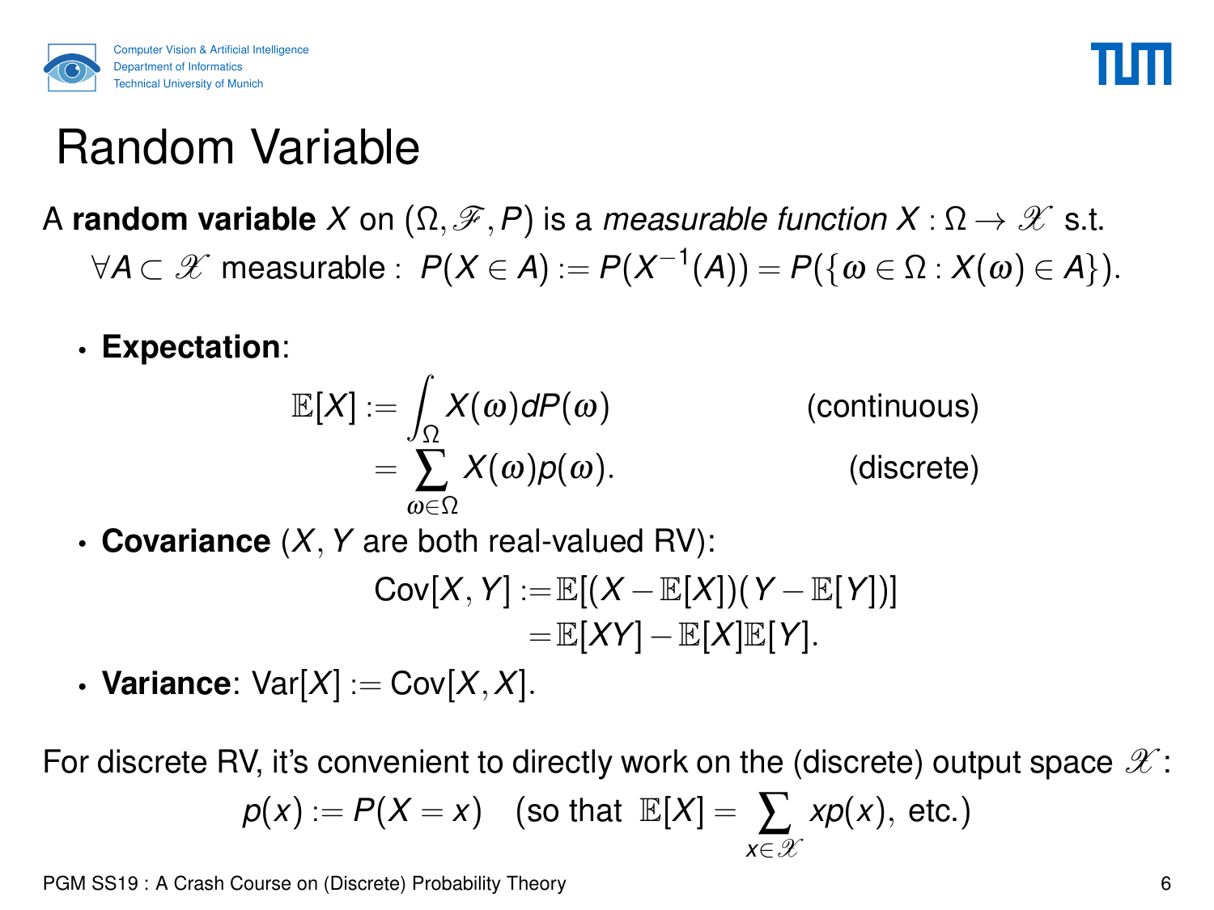# Random Variable

A **random variable** $X$ on $(\Omega, \mathscr{F}, P)$ is a *measurable function* $X : \Omega \to \mathscr{X}$ s.t.

$$\forall A \subset \mathscr{X} \text{ measurable}: \; P(X \in A) := P(X^{-1}(A)) = P(\{\omega \in \Omega : X(\omega) \in A\}).$$

- **Expectation**:

$$\mathbb{E}[X] := \int_\Omega X(\omega) dP(\omega) \qquad \text{(continuous)}$$
$$= \sum_{\omega \in \Omega} X(\omega) p(\omega). \qquad \text{(discrete)}$$

- **Covariance** ($X, Y$ are both real-valued RV):

$$\text{Cov}[X, Y] := \mathbb{E}[(X - \mathbb{E}[X])(Y - \mathbb{E}[Y])]$$
$$= \mathbb{E}[XY] - \mathbb{E}[X]\mathbb{E}[Y].$$

- **Variance**: $\text{Var}[X] := \text{Cov}[X, X]$.

For discrete RV, it's convenient to directly work on the (discrete) output space $\mathscr{X}$:

$$p(x) := P(X = x) \quad \text{(so that } \mathbb{E}[X] = \sum_{x \in \mathscr{X}} x p(x), \text{ etc.)}$$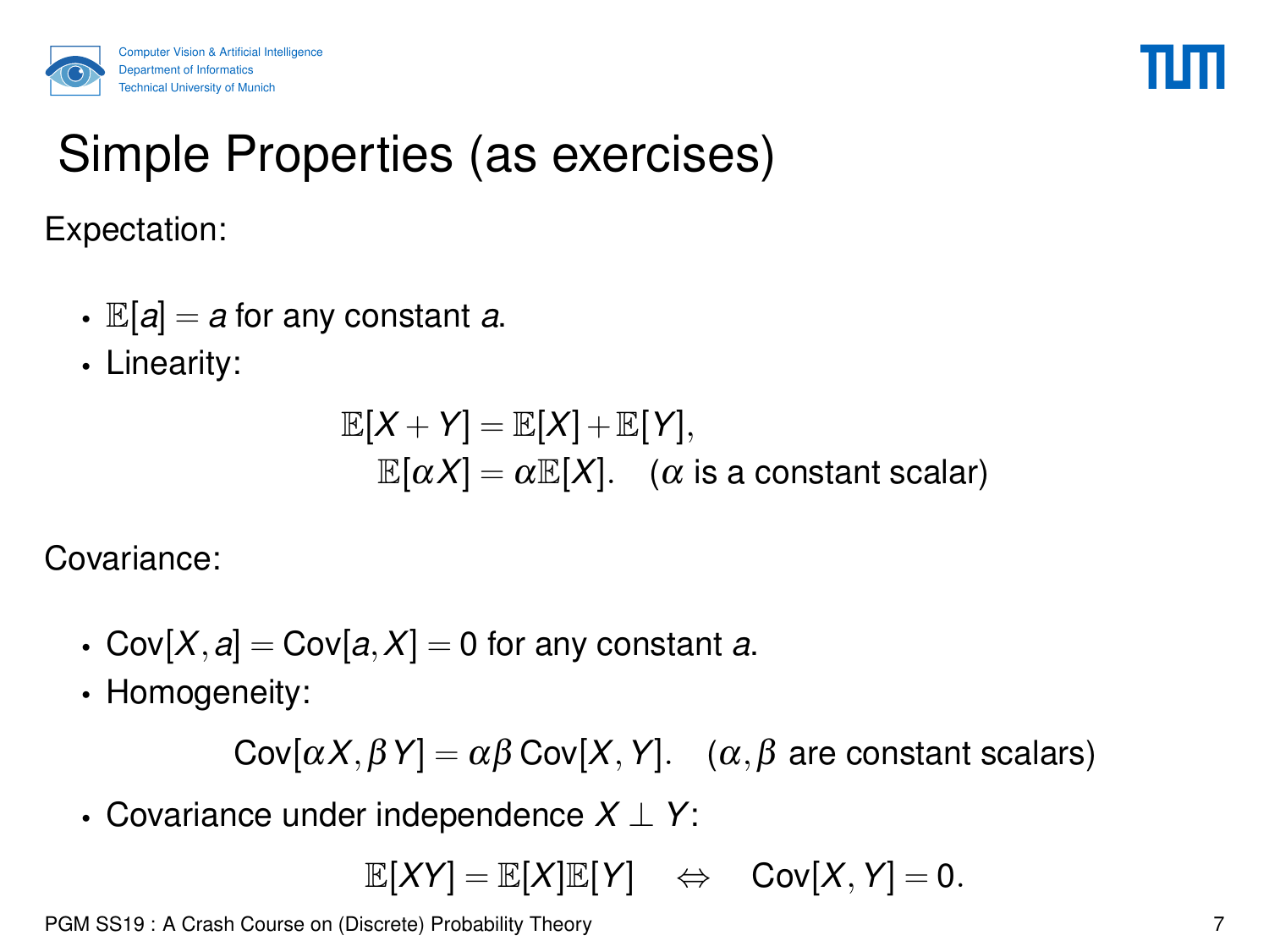# Simple Properties (as exercises)

Expectation:

- $\mathbb{E}[a] = a$ for any constant $a$.
- Linearity:

$$
\begin{aligned}
\mathbb{E}[X + Y] &= \mathbb{E}[X] + \mathbb{E}[Y], \\
\mathbb{E}[\alpha X] &= \alpha \mathbb{E}[X]. \quad (\alpha \text{ is a constant scalar})
\end{aligned}
$$

Covariance:

- $\text{Cov}[X, a] = \text{Cov}[a, X] = 0$ for any constant $a$.
- Homogeneity:

$$\text{Cov}[\alpha X, \beta Y] = \alpha\beta \, \text{Cov}[X, Y]. \quad (\alpha, \beta \text{ are constant scalars})$$

- Covariance under independence $X \perp Y$:

$$\mathbb{E}[XY] = \mathbb{E}[X]\mathbb{E}[Y] \quad \Leftrightarrow \quad \text{Cov}[X, Y] = 0.$$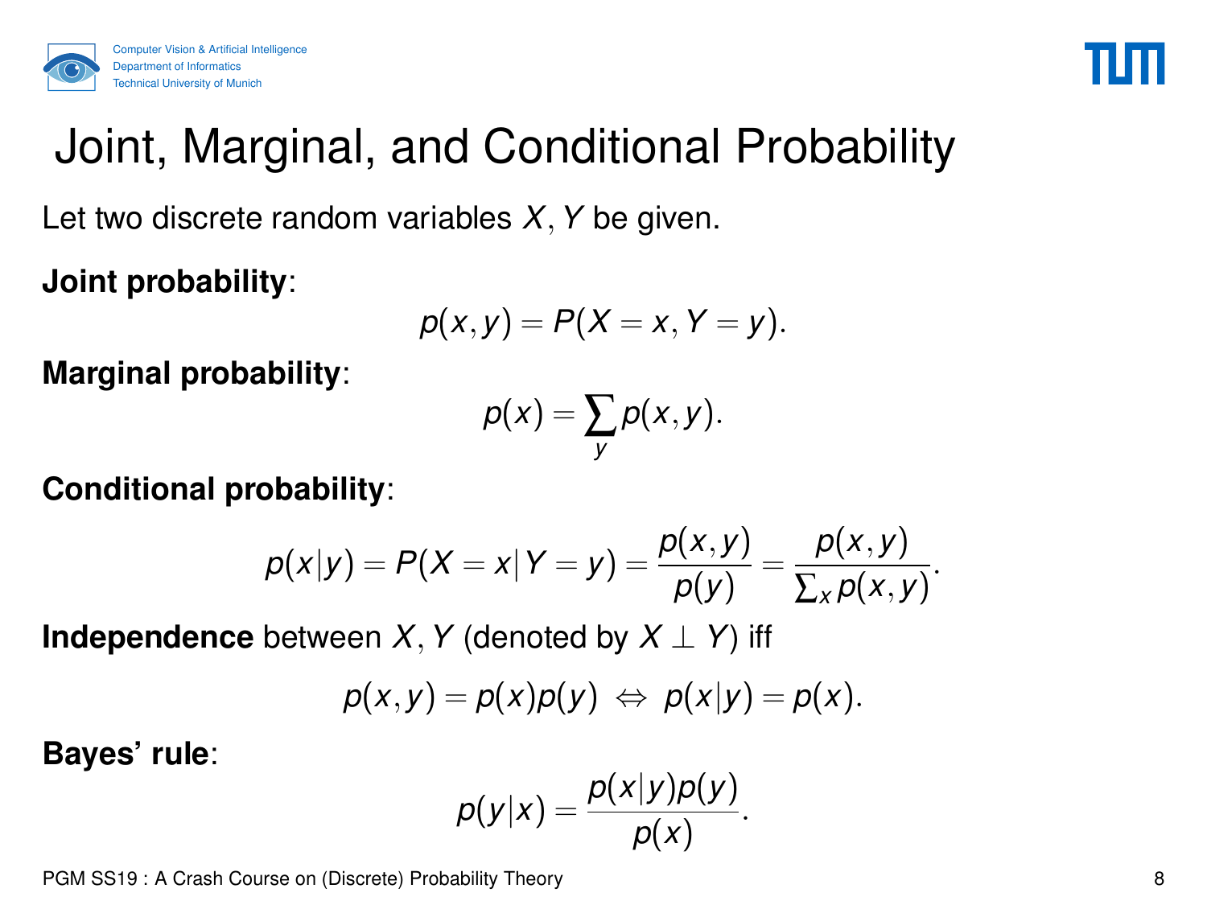# Joint, Marginal, and Conditional Probability

Let two discrete random variables $X, Y$ be given.

**Joint probability**:

$$p(x, y) = P(X = x, Y = y).$$

**Marginal probability**:

$$p(x) = \sum_y p(x, y).$$

**Conditional probability**:

$$p(x|y) = P(X = x | Y = y) = \frac{p(x, y)}{p(y)} = \frac{p(x, y)}{\sum_x p(x, y)}.$$

**Independence** between $X, Y$ (denoted by $X \perp Y$) iff

$$p(x, y) = p(x)p(y) \Leftrightarrow p(x|y) = p(x).$$

**Bayes' rule**:

$$p(y|x) = \frac{p(x|y)p(y)}{p(x)}.$$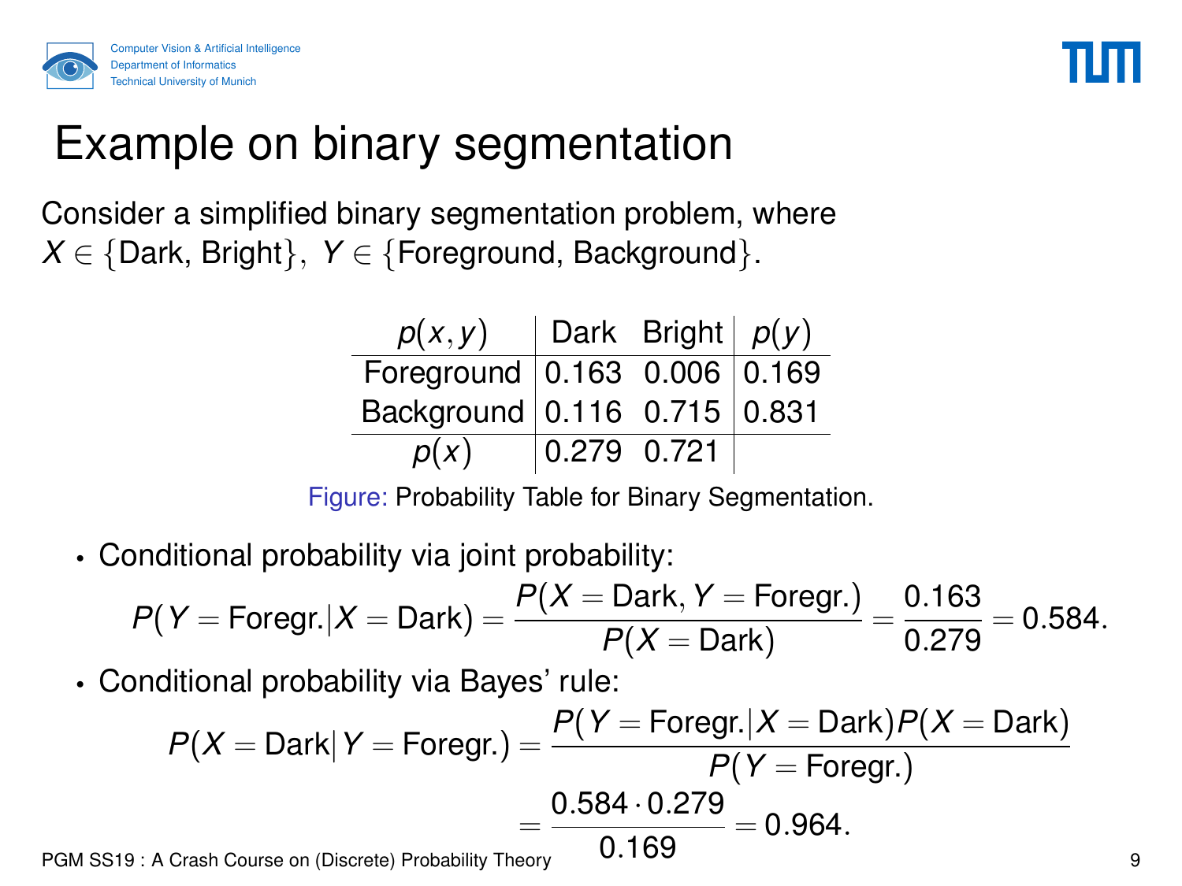# Example on binary segmentation

Consider a simplified binary segmentation problem, where $X \in \{\text{Dark, Bright}\}, \; Y \in \{\text{Foreground, Background}\}$.

| $p(x,y)$ | Dark | Bright | $p(y)$ |
|---|---|---|---|
| Foreground | 0.163 | 0.006 | 0.169 |
| Background | 0.116 | 0.715 | 0.831 |
| $p(x)$ | 0.279 | 0.721 | |

Figure: Probability Table for Binary Segmentation.

- Conditional probability via joint probability:

$$P(Y = \text{Foregr.}|X = \text{Dark}) = \frac{P(X = \text{Dark}, Y = \text{Foregr.})}{P(X = \text{Dark})} = \frac{0.163}{0.279} = 0.584.$$

- Conditional probability via Bayes' rule:

$$P(X = \text{Dark}|Y = \text{Foregr.}) = \frac{P(Y = \text{Foregr.}|X = \text{Dark})P(X = \text{Dark})}{P(Y = \text{Foregr.})}$$

$$= \frac{0.584 \cdot 0.279}{0.169} = 0.964.$$